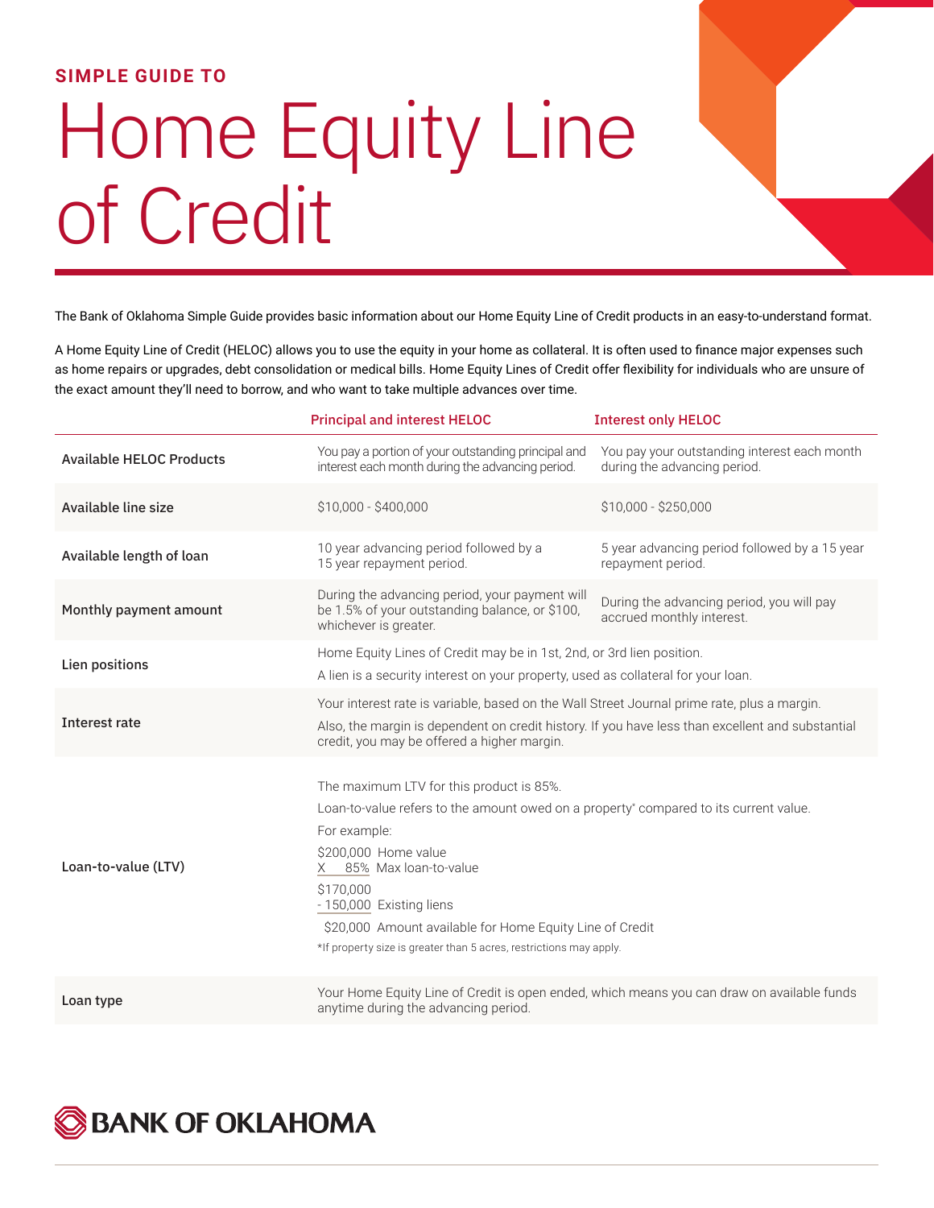**SIMPLE GUIDE TO**

# Home Equity Line of Credit

The Bank of Oklahoma Simple Guide provides basic information about our Home Equity Line of Credit products in an easy-to-understand format.

A Home Equity Line of Credit (HELOC) allows you to use the equity in your home as collateral. It is often used to finance major expenses such as home repairs or upgrades, debt consolidation or medical bills. Home Equity Lines of Credit offer flexibility for individuals who are unsure of the exact amount they'll need to borrow, and who want to take multiple advances over time.

| | Principal and interest HELOC | Interest only HELOC |
|---|---|---|
| **Available HELOC Products** | You pay a portion of your outstanding principal and interest each month during the advancing period. | You pay your outstanding interest each month during the advancing period. |
| **Available line size** | $10,000 - $400,000 | $10,000 - $250,000 |
| **Available length of loan** | 10 year advancing period followed by a 15 year repayment period. | 5 year advancing period followed by a 15 year repayment period. |
| **Monthly payment amount** | During the advancing period, your payment will be 1.5% of your outstanding balance, or $100, whichever is greater. | During the advancing period, you will pay accrued monthly interest. |
| **Lien positions** | Home Equity Lines of Credit may be in 1st, 2nd, or 3rd lien position.<br>A lien is a security interest on your property, used as collateral for your loan. | |
| **Interest rate** | Your interest rate is variable, based on the Wall Street Journal prime rate, plus a margin.<br>Also, the margin is dependent on credit history. If you have less than excellent and substantial credit, you may be offered a higher margin. | |
| **Loan-to-value (LTV)** | The maximum LTV for this product is 85%.<br>Loan-to-value refers to the amount owed on a property* compared to its current value.<br>For example:<br>$200,000 Home value<br>X 85% Max loan-to-value<br>$170,000<br>- 150,000 Existing liens<br>$20,000 Amount available for Home Equity Line of Credit<br>*If property size is greater than 5 acres, restrictions may apply. | |
| **Loan type** | Your Home Equity Line of Credit is open ended, which means you can draw on available funds anytime during the advancing period. | |

BANK OF OKLAHOMA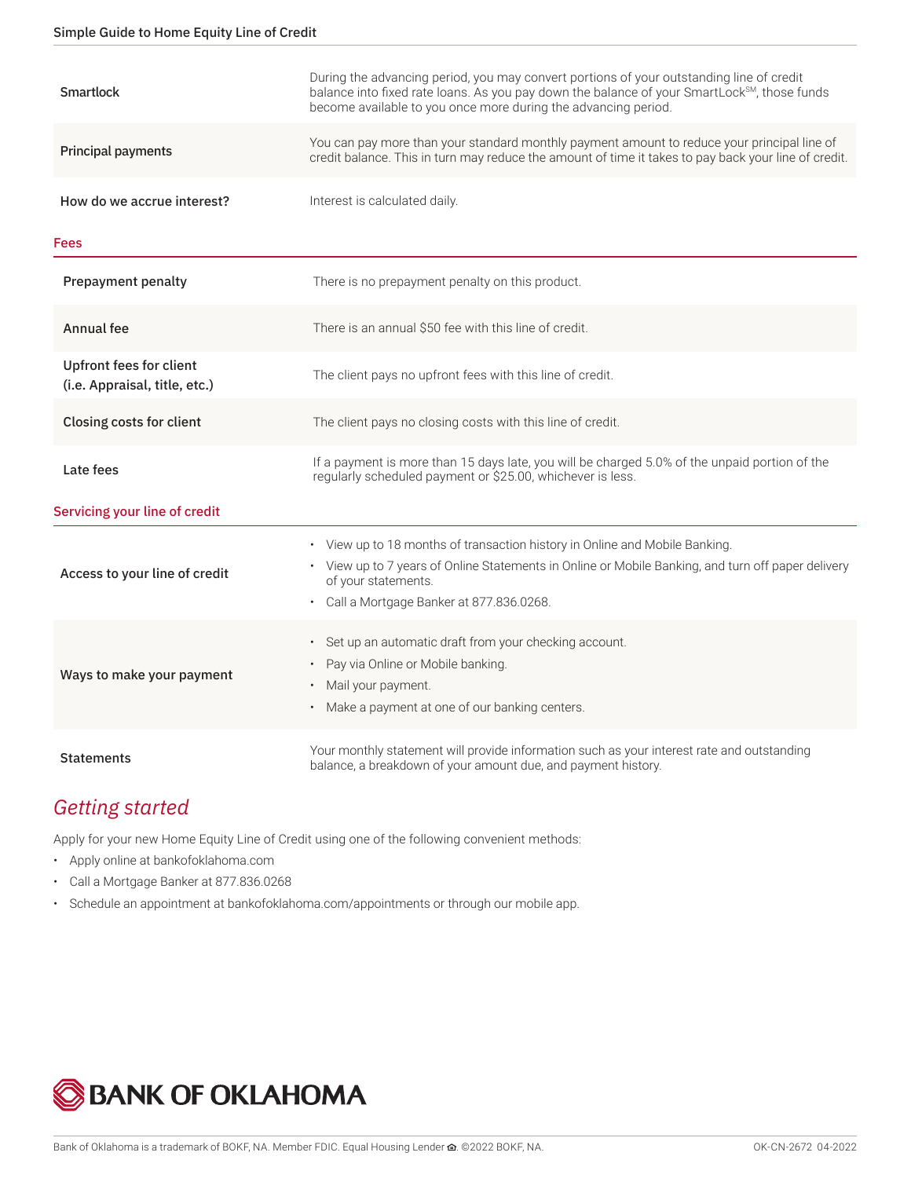| | |
|---|---|
| Smartlock | During the advancing period, you may convert portions of your outstanding line of credit balance into fixed rate loans. As you pay down the balance of your SmartLock℠, those funds become available to you once more during the advancing period. |
| Principal payments | You can pay more than your standard monthly payment amount to reduce your principal line of credit balance. This in turn may reduce the amount of time it takes to pay back your line of credit. |
| How do we accrue interest? | Interest is calculated daily. |

## Fees

| | |
|---|---|
| Prepayment penalty | There is no prepayment penalty on this product. |
| Annual fee | There is an annual $50 fee with this line of credit. |
| Upfront fees for client (i.e. Appraisal, title, etc.) | The client pays no upfront fees with this line of credit. |
| Closing costs for client | The client pays no closing costs with this line of credit. |
| Late fees | If a payment is more than 15 days late, you will be charged 5.0% of the unpaid portion of the regularly scheduled payment or $25.00, whichever is less. |

## Servicing your line of credit

| | |
|---|---|
| Access to your line of credit | • View up to 18 months of transaction history in Online and Mobile Banking.<br>• View up to 7 years of Online Statements in Online or Mobile Banking, and turn off paper delivery of your statements.<br>• Call a Mortgage Banker at 877.836.0268. |
| Ways to make your payment | • Set up an automatic draft from your checking account.<br>• Pay via Online or Mobile banking.<br>• Mail your payment.<br>• Make a payment at one of our banking centers. |
| Statements | Your monthly statement will provide information such as your interest rate and outstanding balance, a breakdown of your amount due, and payment history. |

## *Getting started*

Apply for your new Home Equity Line of Credit using one of the following convenient methods:

- Apply online at bankofoklahoma.com
- Call a Mortgage Banker at 877.836.0268
- Schedule an appointment at bankofoklahoma.com/appointments or through our mobile app.

BANK OF OKLAHOMA

Bank of Oklahoma is a trademark of BOKF, NA. Member FDIC. Equal Housing Lender. ©2022 BOKF, NA. OK-CN-2672 04-2022